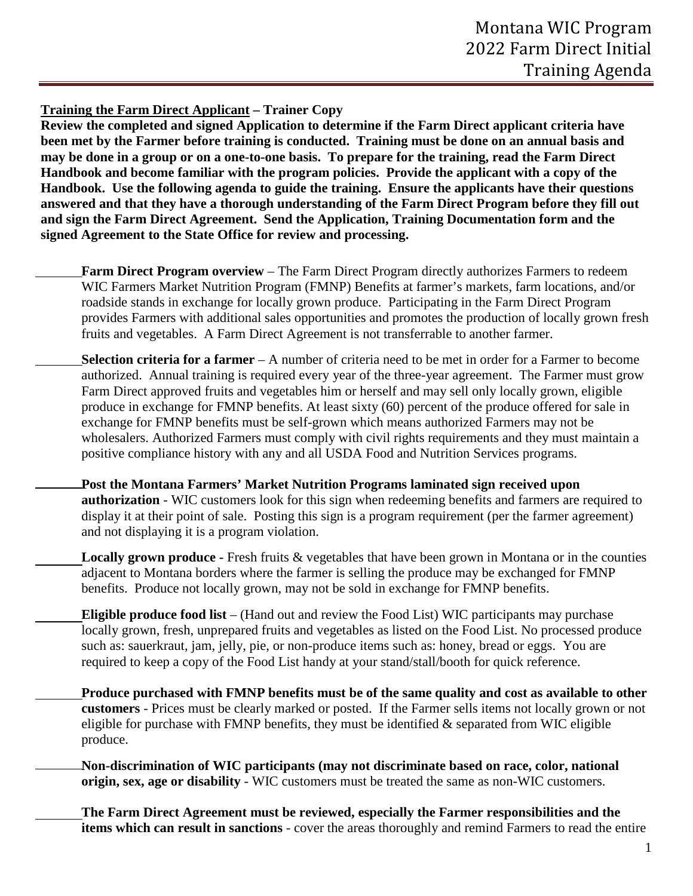# Montana WIC Program 2022 Farm Direct Initial Training Agenda

**Training the Farm Direct Applicant – Trainer Copy**

**Review the completed and signed Application to determine if the Farm Direct applicant criteria have been met by the Farmer before training is conducted. Training must be done on an annual basis and may be done in a group or on a one-to-one basis. To prepare for the training, read the Farm Direct Handbook and become familiar with the program policies. Provide the applicant with a copy of the Handbook. Use the following agenda to guide the training. Ensure the applicants have their questions answered and that they have a thorough understanding of the Farm Direct Program before they fill out and sign the Farm Direct Agreement. Send the Application, Training Documentation form and the signed Agreement to the State Office for review and processing.**

_______ **Farm Direct Program overview** – The Farm Direct Program directly authorizes Farmers to redeem WIC Farmers Market Nutrition Program (FMNP) Benefits at farmer's markets, farm locations, and/or roadside stands in exchange for locally grown produce. Participating in the Farm Direct Program provides Farmers with additional sales opportunities and promotes the production of locally grown fresh fruits and vegetables. A Farm Direct Agreement is not transferrable to another farmer.

_______ **Selection criteria for a farmer** – A number of criteria need to be met in order for a Farmer to become authorized. Annual training is required every year of the three-year agreement. The Farmer must grow Farm Direct approved fruits and vegetables him or herself and may sell only locally grown, eligible produce in exchange for FMNP benefits. At least sixty (60) percent of the produce offered for sale in exchange for FMNP benefits must be self-grown which means authorized Farmers may not be wholesalers. Authorized Farmers must comply with civil rights requirements and they must maintain a positive compliance history with any and all USDA Food and Nutrition Services programs.

_______ **Post the Montana Farmers' Market Nutrition Programs laminated sign received upon authorization** - WIC customers look for this sign when redeeming benefits and farmers are required to display it at their point of sale. Posting this sign is a program requirement (per the farmer agreement) and not displaying it is a program violation.

_______ **Locally grown produce** - Fresh fruits & vegetables that have been grown in Montana or in the counties adjacent to Montana borders where the farmer is selling the produce may be exchanged for FMNP benefits. Produce not locally grown, may not be sold in exchange for FMNP benefits.

_______ **Eligible produce food list** – (Hand out and review the Food List) WIC participants may purchase locally grown, fresh, unprepared fruits and vegetables as listed on the Food List. No processed produce such as: sauerkraut, jam, jelly, pie, or non-produce items such as: honey, bread or eggs. You are required to keep a copy of the Food List handy at your stand/stall/booth for quick reference.

_______ **Produce purchased with FMNP benefits must be of the same quality and cost as available to other customers** - Prices must be clearly marked or posted. If the Farmer sells items not locally grown or not eligible for purchase with FMNP benefits, they must be identified & separated from WIC eligible produce.

_______ **Non-discrimination of WIC participants (may not discriminate based on race, color, national origin, sex, age or disability** - WIC customers must be treated the same as non-WIC customers.

_______ **The Farm Direct Agreement must be reviewed, especially the Farmer responsibilities and the items which can result in sanctions** - cover the areas thoroughly and remind Farmers to read the entire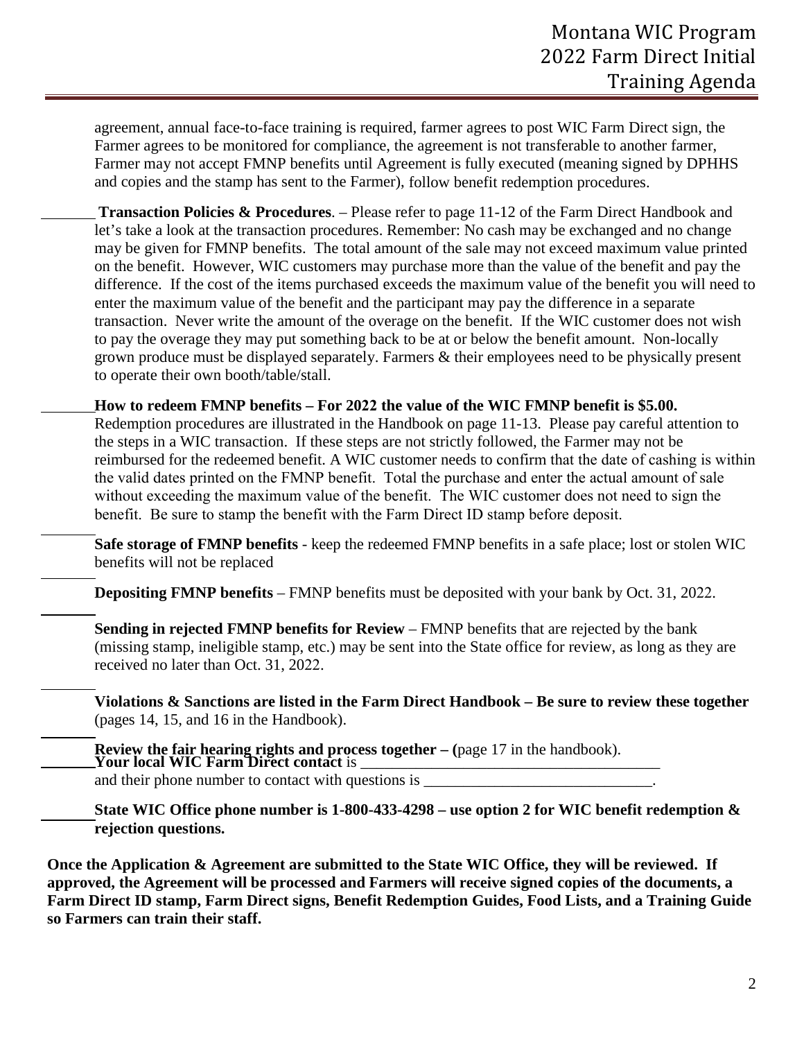agreement, annual face-to-face training is required, farmer agrees to post WIC Farm Direct sign, the Farmer agrees to be monitored for compliance, the agreement is not transferable to another farmer, Farmer may not accept FMNP benefits until Agreement is fully executed (meaning signed by DPHHS and copies and the stamp has sent to the Farmer), follow benefit redemption procedures.

_______ **Transaction Policies & Procedures**. – Please refer to page 11-12 of the Farm Direct Handbook and let's take a look at the transaction procedures. Remember: No cash may be exchanged and no change may be given for FMNP benefits. The total amount of the sale may not exceed maximum value printed on the benefit. However, WIC customers may purchase more than the value of the benefit and pay the difference. If the cost of the items purchased exceeds the maximum value of the benefit you will need to enter the maximum value of the benefit and the participant may pay the difference in a separate transaction. Never write the amount of the overage on the benefit. If the WIC customer does not wish to pay the overage they may put something back to be at or below the benefit amount. Non-locally grown produce must be displayed separately. Farmers & their employees need to be physically present to operate their own booth/table/stall.

_______ **How to redeem FMNP benefits – For 2022 the value of the WIC FMNP benefit is $5.00.** Redemption procedures are illustrated in the Handbook on page 11-13. Please pay careful attention to the steps in a WIC transaction. If these steps are not strictly followed, the Farmer may not be reimbursed for the redeemed benefit. A WIC customer needs to confirm that the date of cashing is within the valid dates printed on the FMNP benefit. Total the purchase and enter the actual amount of sale without exceeding the maximum value of the benefit. The WIC customer does not need to sign the benefit. Be sure to stamp the benefit with the Farm Direct ID stamp before deposit.

_______ **Safe storage of FMNP benefits** - keep the redeemed FMNP benefits in a safe place; lost or stolen WIC benefits will not be replaced

_______ **Depositing FMNP benefits** – FMNP benefits must be deposited with your bank by Oct. 31, 2022.

_______ **Sending in rejected FMNP benefits for Review** – FMNP benefits that are rejected by the bank (missing stamp, ineligible stamp, etc.) may be sent into the State office for review, as long as they are received no later than Oct. 31, 2022.

_______ **Violations & Sanctions are listed in the Farm Direct Handbook – Be sure to review these together** (pages 14, 15, and 16 in the Handbook).

_______ **Review the fair hearing rights and process together – (**page 17 in the handbook).

_______ **Your local WIC Farm Direct contact** is ______________________________________ and their phone number to contact with questions is _____________________________.

_______ **State WIC Office phone number is 1-800-433-4298 – use option 2 for WIC benefit redemption & rejection questions.**

**Once the Application & Agreement are submitted to the State WIC Office, they will be reviewed. If approved, the Agreement will be processed and Farmers will receive signed copies of the documents, a Farm Direct ID stamp, Farm Direct signs, Benefit Redemption Guides, Food Lists, and a Training Guide so Farmers can train their staff.**